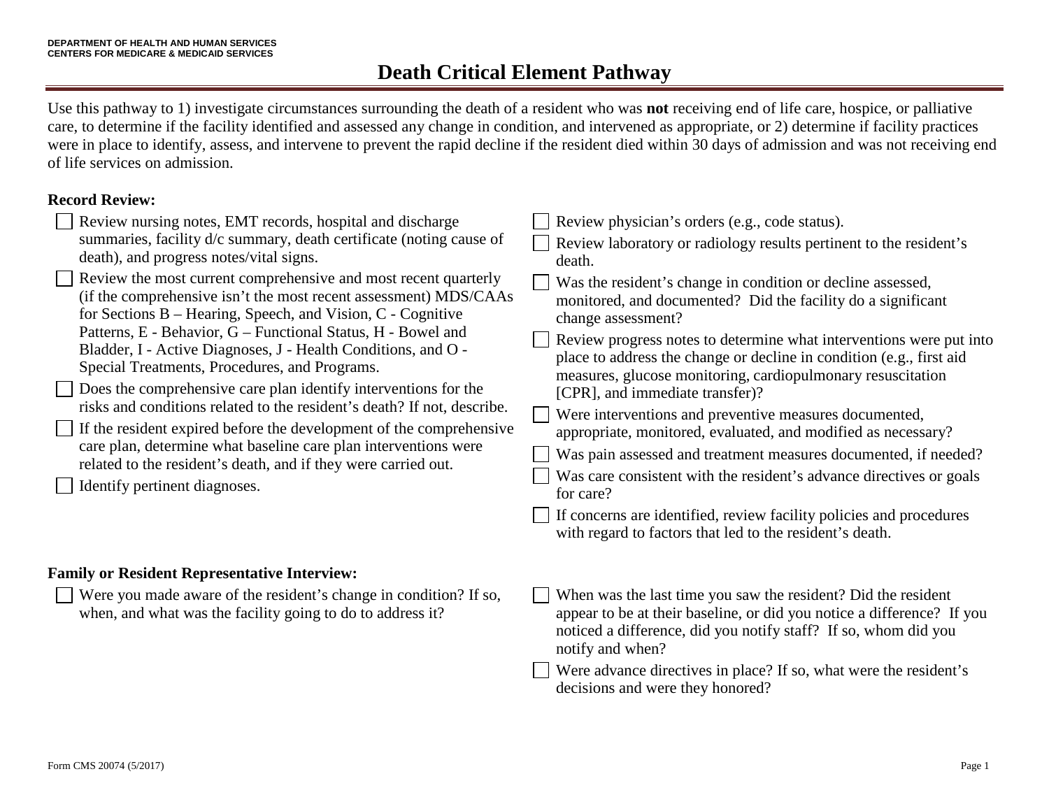DEPARTMENT OF HEALTH AND HUMAN SERVICES
CENTERS FOR MEDICARE & MEDICAID SERVICES

# Death Critical Element Pathway

Use this pathway to 1) investigate circumstances surrounding the death of a resident who was **not** receiving end of life care, hospice, or palliative care, to determine if the facility identified and assessed any change in condition, and intervened as appropriate, or 2) determine if facility practices were in place to identify, assess, and intervene to prevent the rapid decline if the resident died within 30 days of admission and was not receiving end of life services on admission.

**Record Review:**

- ☐ Review nursing notes, EMT records, hospital and discharge summaries, facility d/c summary, death certificate (noting cause of death), and progress notes/vital signs.
- ☐ Review the most current comprehensive and most recent quarterly (if the comprehensive isn't the most recent assessment) MDS/CAAs for Sections B – Hearing, Speech, and Vision, C - Cognitive Patterns, E - Behavior, G – Functional Status, H - Bowel and Bladder, I - Active Diagnoses, J - Health Conditions, and O - Special Treatments, Procedures, and Programs.
- ☐ Does the comprehensive care plan identify interventions for the risks and conditions related to the resident's death? If not, describe.
- ☐ If the resident expired before the development of the comprehensive care plan, determine what baseline care plan interventions were related to the resident's death, and if they were carried out.
- ☐ Identify pertinent diagnoses.
- ☐ Review physician's orders (e.g., code status).
- ☐ Review laboratory or radiology results pertinent to the resident's death.
- ☐ Was the resident's change in condition or decline assessed, monitored, and documented? Did the facility do a significant change assessment?
- ☐ Review progress notes to determine what interventions were put into place to address the change or decline in condition (e.g., first aid measures, glucose monitoring, cardiopulmonary resuscitation [CPR], and immediate transfer)?
- ☐ Were interventions and preventive measures documented, appropriate, monitored, evaluated, and modified as necessary?
- ☐ Was pain assessed and treatment measures documented, if needed?
- ☐ Was care consistent with the resident's advance directives or goals for care?
- ☐ If concerns are identified, review facility policies and procedures with regard to factors that led to the resident's death.

**Family or Resident Representative Interview:**

- ☐ Were you made aware of the resident's change in condition? If so, when, and what was the facility going to do to address it?
- ☐ When was the last time you saw the resident? Did the resident appear to be at their baseline, or did you notice a difference? If you noticed a difference, did you notify staff? If so, whom did you notify and when?
- ☐ Were advance directives in place? If so, what were the resident's decisions and were they honored?

Form CMS 20074 (5/2017)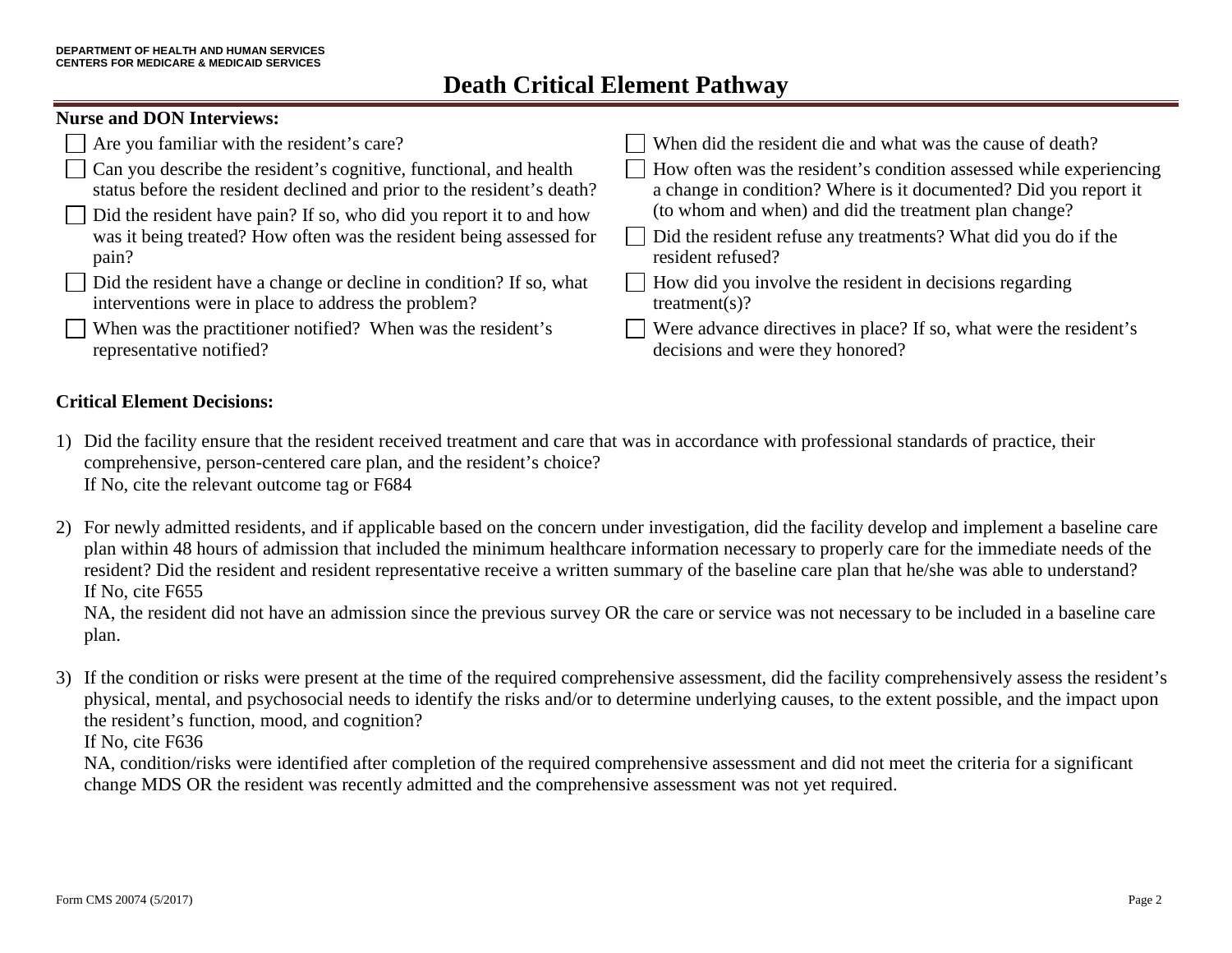**DEPARTMENT OF HEALTH AND HUMAN SERVICES**
**CENTERS FOR MEDICARE & MEDICAID SERVICES**

# Death Critical Element Pathway

**Nurse and DON Interviews:**

- ☐ Are you familiar with the resident's care?
- ☐ Can you describe the resident's cognitive, functional, and health status before the resident declined and prior to the resident's death?
- ☐ Did the resident have pain? If so, who did you report it to and how was it being treated? How often was the resident being assessed for pain?
- ☐ Did the resident have a change or decline in condition? If so, what interventions were in place to address the problem?
- ☐ When was the practitioner notified? When was the resident's representative notified?
- ☐ When did the resident die and what was the cause of death?
- ☐ How often was the resident's condition assessed while experiencing a change in condition? Where is it documented? Did you report it (to whom and when) and did the treatment plan change?
- ☐ Did the resident refuse any treatments? What did you do if the resident refused?
- ☐ How did you involve the resident in decisions regarding treatment(s)?
- ☐ Were advance directives in place? If so, what were the resident's decisions and were they honored?

**Critical Element Decisions:**

1) Did the facility ensure that the resident received treatment and care that was in accordance with professional standards of practice, their comprehensive, person-centered care plan, and the resident's choice?
   If No, cite the relevant outcome tag or F684

2) For newly admitted residents, and if applicable based on the concern under investigation, did the facility develop and implement a baseline care plan within 48 hours of admission that included the minimum healthcare information necessary to properly care for the immediate needs of the resident? Did the resident and resident representative receive a written summary of the baseline care plan that he/she was able to understand?
   If No, cite F655
   NA, the resident did not have an admission since the previous survey OR the care or service was not necessary to be included in a baseline care plan.

3) If the condition or risks were present at the time of the required comprehensive assessment, did the facility comprehensively assess the resident's physical, mental, and psychosocial needs to identify the risks and/or to determine underlying causes, to the extent possible, and the impact upon the resident's function, mood, and cognition?
   If No, cite F636
   NA, condition/risks were identified after completion of the required comprehensive assessment and did not meet the criteria for a significant change MDS OR the resident was recently admitted and the comprehensive assessment was not yet required.

Form CMS 20074 (5/2017)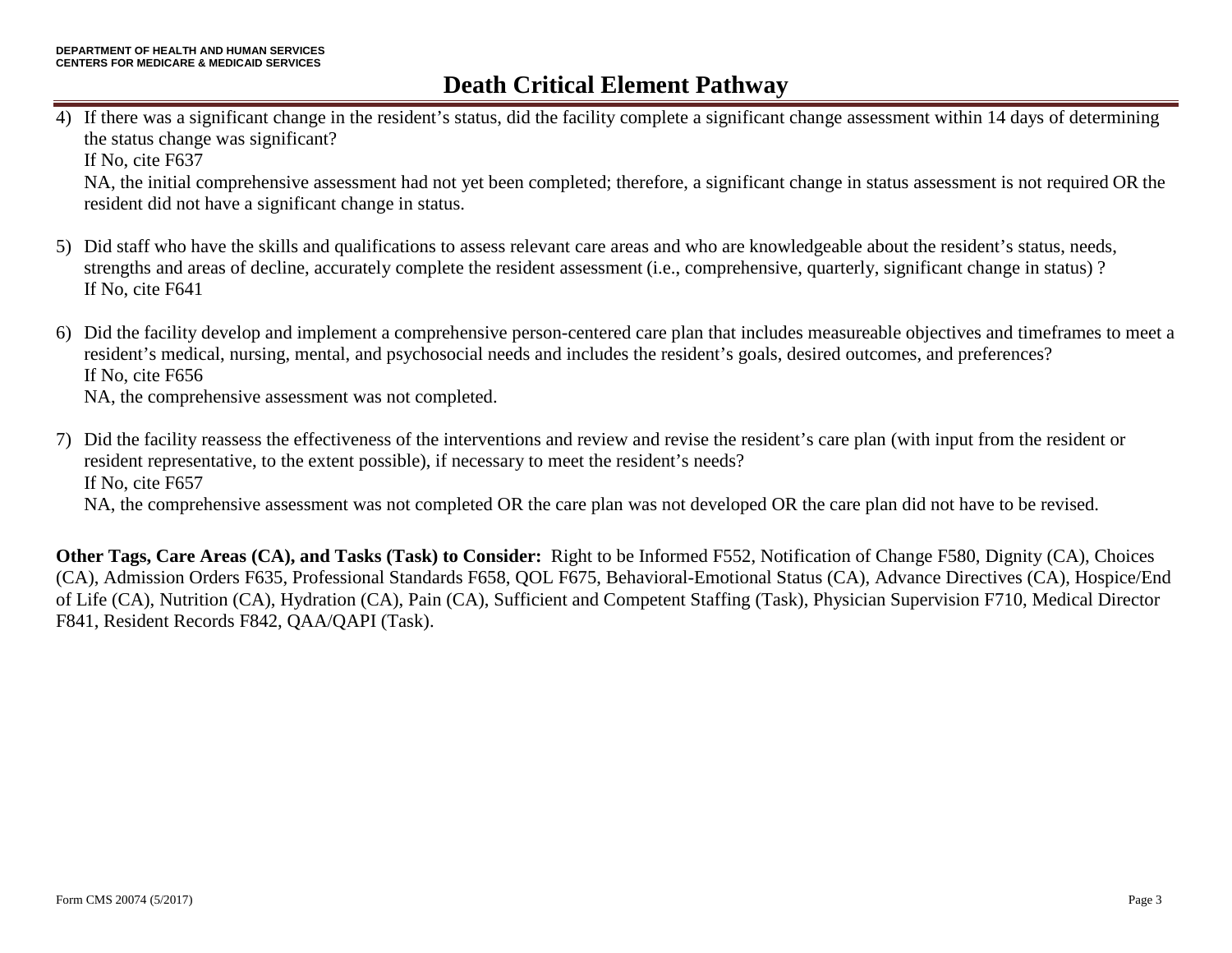4) If there was a significant change in the resident's status, did the facility complete a significant change assessment within 14 days of determining the status change was significant?
   If No, cite F637
   NA, the initial comprehensive assessment had not yet been completed; therefore, a significant change in status assessment is not required OR the resident did not have a significant change in status.

5) Did staff who have the skills and qualifications to assess relevant care areas and who are knowledgeable about the resident's status, needs, strengths and areas of decline, accurately complete the resident assessment (i.e., comprehensive, quarterly, significant change in status) ?
   If No, cite F641

6) Did the facility develop and implement a comprehensive person-centered care plan that includes measureable objectives and timeframes to meet a resident's medical, nursing, mental, and psychosocial needs and includes the resident's goals, desired outcomes, and preferences?
   If No, cite F656
   NA, the comprehensive assessment was not completed.

7) Did the facility reassess the effectiveness of the interventions and review and revise the resident's care plan (with input from the resident or resident representative, to the extent possible), if necessary to meet the resident's needs?
   If No, cite F657
   NA, the comprehensive assessment was not completed OR the care plan was not developed OR the care plan did not have to be revised.

**Other Tags, Care Areas (CA), and Tasks (Task) to Consider:** Right to be Informed F552, Notification of Change F580, Dignity (CA), Choices (CA), Admission Orders F635, Professional Standards F658, QOL F675, Behavioral-Emotional Status (CA), Advance Directives (CA), Hospice/End of Life (CA), Nutrition (CA), Hydration (CA), Pain (CA), Sufficient and Competent Staffing (Task), Physician Supervision F710, Medical Director F841, Resident Records F842, QAA/QAPI (Task).